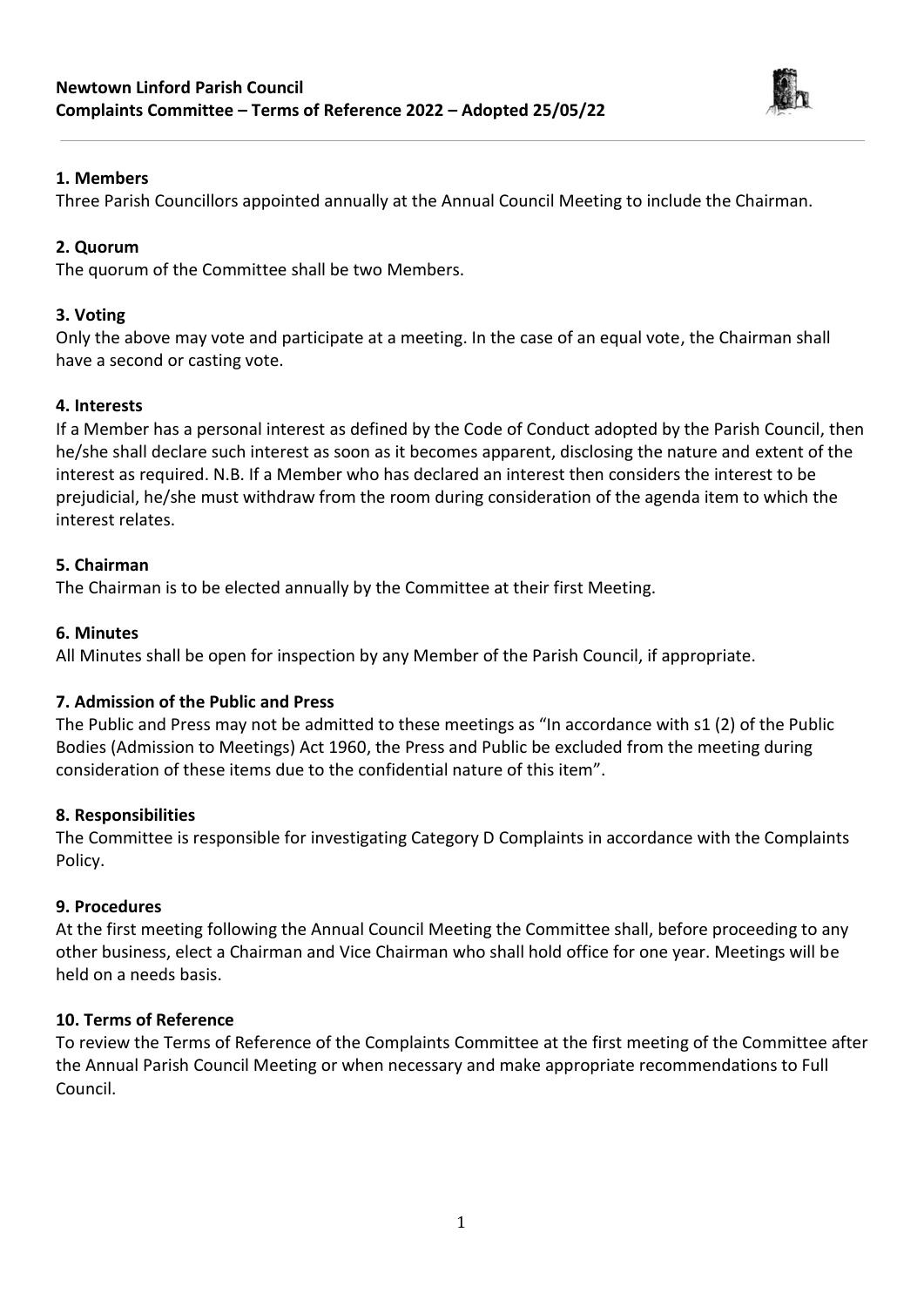**Newtown Linford Parish Council**
**Complaints Committee – Terms of Reference 2022 – Adopted 25/05/22**

### 1. Members

Three Parish Councillors appointed annually at the Annual Council Meeting to include the Chairman.

### 2. Quorum

The quorum of the Committee shall be two Members.

### 3. Voting

Only the above may vote and participate at a meeting. In the case of an equal vote, the Chairman shall have a second or casting vote.

### 4. Interests

If a Member has a personal interest as defined by the Code of Conduct adopted by the Parish Council, then he/she shall declare such interest as soon as it becomes apparent, disclosing the nature and extent of the interest as required. N.B. If a Member who has declared an interest then considers the interest to be prejudicial, he/she must withdraw from the room during consideration of the agenda item to which the interest relates.

### 5. Chairman

The Chairman is to be elected annually by the Committee at their first Meeting.

### 6. Minutes

All Minutes shall be open for inspection by any Member of the Parish Council, if appropriate.

### 7. Admission of the Public and Press

The Public and Press may not be admitted to these meetings as "In accordance with s1 (2) of the Public Bodies (Admission to Meetings) Act 1960, the Press and Public be excluded from the meeting during consideration of these items due to the confidential nature of this item".

### 8. Responsibilities

The Committee is responsible for investigating Category D Complaints in accordance with the Complaints Policy.

### 9. Procedures

At the first meeting following the Annual Council Meeting the Committee shall, before proceeding to any other business, elect a Chairman and Vice Chairman who shall hold office for one year. Meetings will be held on a needs basis.

### 10. Terms of Reference

To review the Terms of Reference of the Complaints Committee at the first meeting of the Committee after the Annual Parish Council Meeting or when necessary and make appropriate recommendations to Full Council.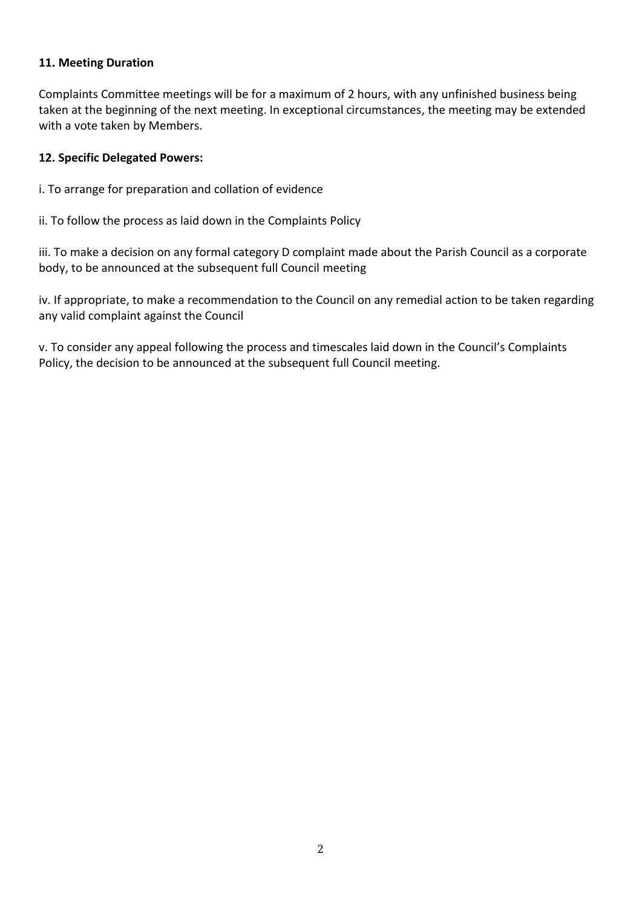**11. Meeting Duration**

Complaints Committee meetings will be for a maximum of 2 hours, with any unfinished business being taken at the beginning of the next meeting. In exceptional circumstances, the meeting may be extended with a vote taken by Members.

**12. Specific Delegated Powers:**

i. To arrange for preparation and collation of evidence

ii. To follow the process as laid down in the Complaints Policy

iii. To make a decision on any formal category D complaint made about the Parish Council as a corporate body, to be announced at the subsequent full Council meeting

iv. If appropriate, to make a recommendation to the Council on any remedial action to be taken regarding any valid complaint against the Council

v. To consider any appeal following the process and timescales laid down in the Council's Complaints Policy, the decision to be announced at the subsequent full Council meeting.